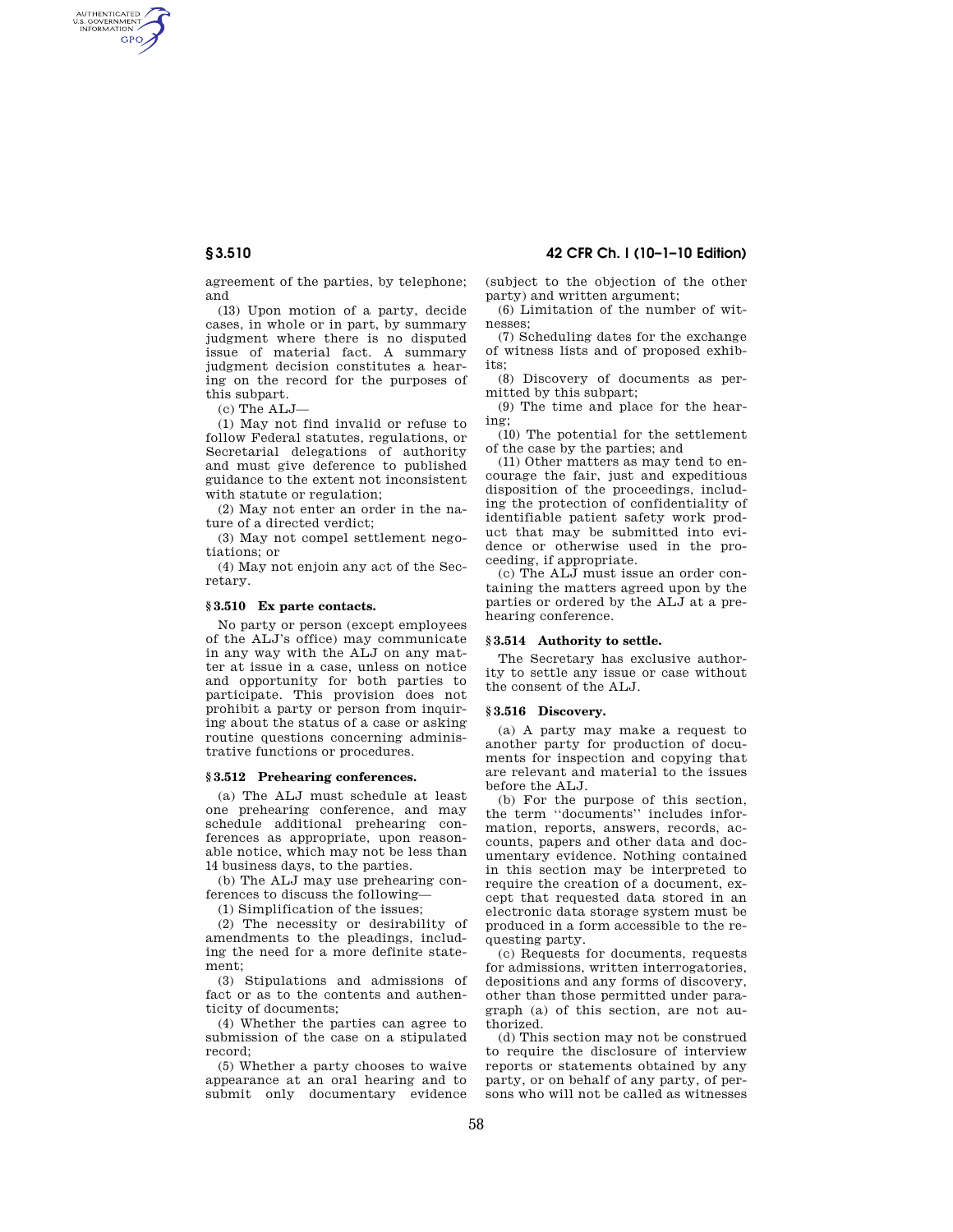agreement of the parties, by telephone; and

(13) Upon motion of a party, decide cases, in whole or in part, by summary judgment where there is no disputed issue of material fact. A summary judgment decision constitutes a hearing on the record for the purposes of this subpart.

(c) The ALJ—

(1) May not find invalid or refuse to follow Federal statutes, regulations, or Secretarial delegations of authority and must give deference to published guidance to the extent not inconsistent with statute or regulation;

(2) May not enter an order in the nature of a directed verdict;

(3) May not compel settlement negotiations; or

(4) May not enjoin any act of the Secretary.

### § 3.510 Ex parte contacts.

No party or person (except employees of the ALJ's office) may communicate in any way with the ALJ on any matter at issue in a case, unless on notice and opportunity for both parties to participate. This provision does not prohibit a party or person from inquiring about the status of a case or asking routine questions concerning administrative functions or procedures.

### § 3.512 Prehearing conferences.

(a) The ALJ must schedule at least one prehearing conference, and may schedule additional prehearing conferences as appropriate, upon reasonable notice, which may not be less than 14 business days, to the parties.

(b) The ALJ may use prehearing conferences to discuss the following—

(1) Simplification of the issues;

(2) The necessity or desirability of amendments to the pleadings, including the need for a more definite statement;

(3) Stipulations and admissions of fact or as to the contents and authenticity of documents;

(4) Whether the parties can agree to submission of the case on a stipulated record;

(5) Whether a party chooses to waive appearance at an oral hearing and to submit only documentary evidence (subject to the objection of the other party) and written argument;

(6) Limitation of the number of witnesses;

(7) Scheduling dates for the exchange of witness lists and of proposed exhibits;

(8) Discovery of documents as permitted by this subpart;

(9) The time and place for the hearing;

(10) The potential for the settlement of the case by the parties; and

(11) Other matters as may tend to encourage the fair, just and expeditious disposition of the proceedings, including the protection of confidentiality of identifiable patient safety work product that may be submitted into evidence or otherwise used in the proceeding, if appropriate.

(c) The ALJ must issue an order containing the matters agreed upon by the parties or ordered by the ALJ at a prehearing conference.

### § 3.514 Authority to settle.

The Secretary has exclusive authority to settle any issue or case without the consent of the ALJ.

### § 3.516 Discovery.

(a) A party may make a request to another party for production of documents for inspection and copying that are relevant and material to the issues before the ALJ.

(b) For the purpose of this section, the term ''documents'' includes information, reports, answers, records, accounts, papers and other data and documentary evidence. Nothing contained in this section may be interpreted to require the creation of a document, except that requested data stored in an electronic data storage system must be produced in a form accessible to the requesting party.

(c) Requests for documents, requests for admissions, written interrogatories, depositions and any forms of discovery, other than those permitted under paragraph (a) of this section, are not authorized.

(d) This section may not be construed to require the disclosure of interview reports or statements obtained by any party, or on behalf of any party, of persons who will not be called as witnesses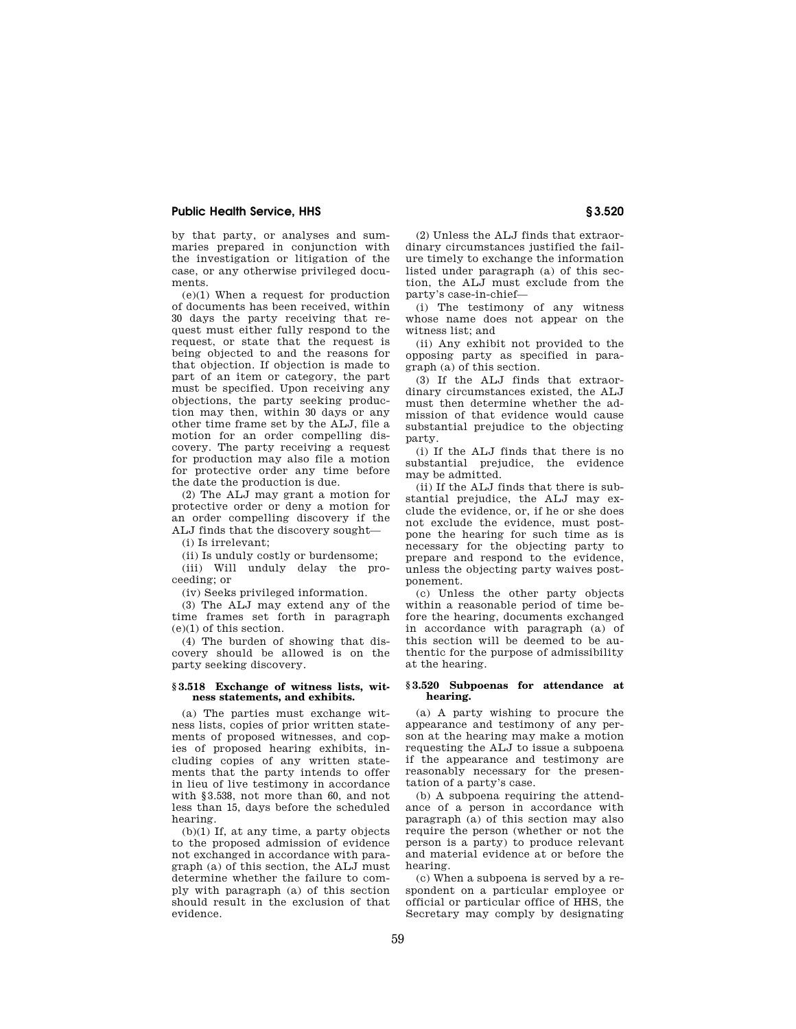by that party, or analyses and summaries prepared in conjunction with the investigation or litigation of the case, or any otherwise privileged documents.

(e)(1) When a request for production of documents has been received, within 30 days the party receiving that request must either fully respond to the request, or state that the request is being objected to and the reasons for that objection. If objection is made to part of an item or category, the part must be specified. Upon receiving any objections, the party seeking production may then, within 30 days or any other time frame set by the ALJ, file a motion for an order compelling discovery. The party receiving a request for production may also file a motion for protective order any time before the date the production is due.

(2) The ALJ may grant a motion for protective order or deny a motion for an order compelling discovery if the ALJ finds that the discovery sought—

(i) Is irrelevant;

(ii) Is unduly costly or burdensome;

(iii) Will unduly delay the proceeding; or

(iv) Seeks privileged information.

(3) The ALJ may extend any of the time frames set forth in paragraph (e)(1) of this section.

(4) The burden of showing that discovery should be allowed is on the party seeking discovery.

#### § 3.518 Exchange of witness lists, witness statements, and exhibits.

(a) The parties must exchange witness lists, copies of prior written statements of proposed witnesses, and copies of proposed hearing exhibits, including copies of any written statements that the party intends to offer in lieu of live testimony in accordance with § 3.538, not more than 60, and not less than 15, days before the scheduled hearing.

(b)(1) If, at any time, a party objects to the proposed admission of evidence not exchanged in accordance with paragraph (a) of this section, the ALJ must determine whether the failure to comply with paragraph (a) of this section should result in the exclusion of that evidence.

(2) Unless the ALJ finds that extraordinary circumstances justified the failure timely to exchange the information listed under paragraph (a) of this section, the ALJ must exclude from the party's case-in-chief—

(i) The testimony of any witness whose name does not appear on the witness list; and

(ii) Any exhibit not provided to the opposing party as specified in paragraph (a) of this section.

(3) If the ALJ finds that extraordinary circumstances existed, the ALJ must then determine whether the admission of that evidence would cause substantial prejudice to the objecting party.

(i) If the ALJ finds that there is no substantial prejudice, the evidence may be admitted.

(ii) If the ALJ finds that there is substantial prejudice, the ALJ may exclude the evidence, or, if he or she does not exclude the evidence, must postpone the hearing for such time as is necessary for the objecting party to prepare and respond to the evidence, unless the objecting party waives postponement.

(c) Unless the other party objects within a reasonable period of time before the hearing, documents exchanged in accordance with paragraph (a) of this section will be deemed to be authentic for the purpose of admissibility at the hearing.

#### § 3.520 Subpoenas for attendance at hearing.

(a) A party wishing to procure the appearance and testimony of any person at the hearing may make a motion requesting the ALJ to issue a subpoena if the appearance and testimony are reasonably necessary for the presentation of a party's case.

(b) A subpoena requiring the attendance of a person in accordance with paragraph (a) of this section may also require the person (whether or not the person is a party) to produce relevant and material evidence at or before the hearing.

(c) When a subpoena is served by a respondent on a particular employee or official or particular office of HHS, the Secretary may comply by designating